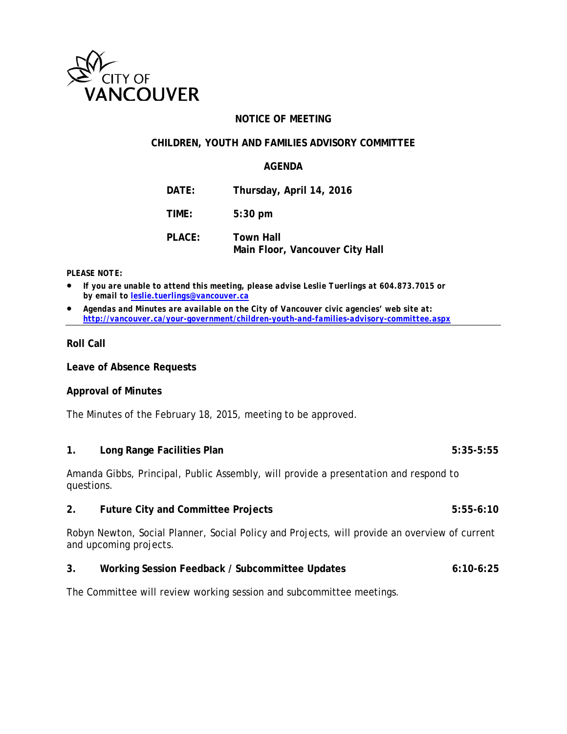CITY OF VANCOUVER

**NOTICE OF MEETING**

**CHILDREN, YOUTH AND FAMILIES ADVISORY COMMITTEE**

**AGENDA**

| | |
|---|---|
| **DATE:** | **Thursday, April 14, 2016** |
| **TIME:** | **5:30 pm** |
| **PLACE:** | **Town Hall**<br>**Main Floor, Vancouver City Hall** |

***PLEASE NOTE:***

- ***If you are unable to attend this meeting, please advise Leslie Tuerlings at 604.873.7015 or by email to [leslie.tuerlings@vancouver.ca](mailto:leslie.tuerlings@vancouver.ca)***
- ***Agendas and Minutes are available on the City of Vancouver civic agencies' web site at: [http://vancouver.ca/your-government/children-youth-and-families-advisory-committee.aspx](http://vancouver.ca/your-government/children-youth-and-families-advisory-committee.aspx)***

---

**Roll Call**

**Leave of Absence Requests**

**Approval of Minutes**

The Minutes of the February 18, 2015, meeting to be approved.

**1. Long Range Facilities Plan 5:35-5:55**

Amanda Gibbs, Principal, Public Assembly, will provide a presentation and respond to questions.

**2. Future City and Committee Projects 5:55-6:10**

Robyn Newton, Social Planner, Social Policy and Projects, will provide an overview of current and upcoming projects.

**3. Working Session Feedback / Subcommittee Updates 6:10-6:25**

The Committee will review working session and subcommittee meetings.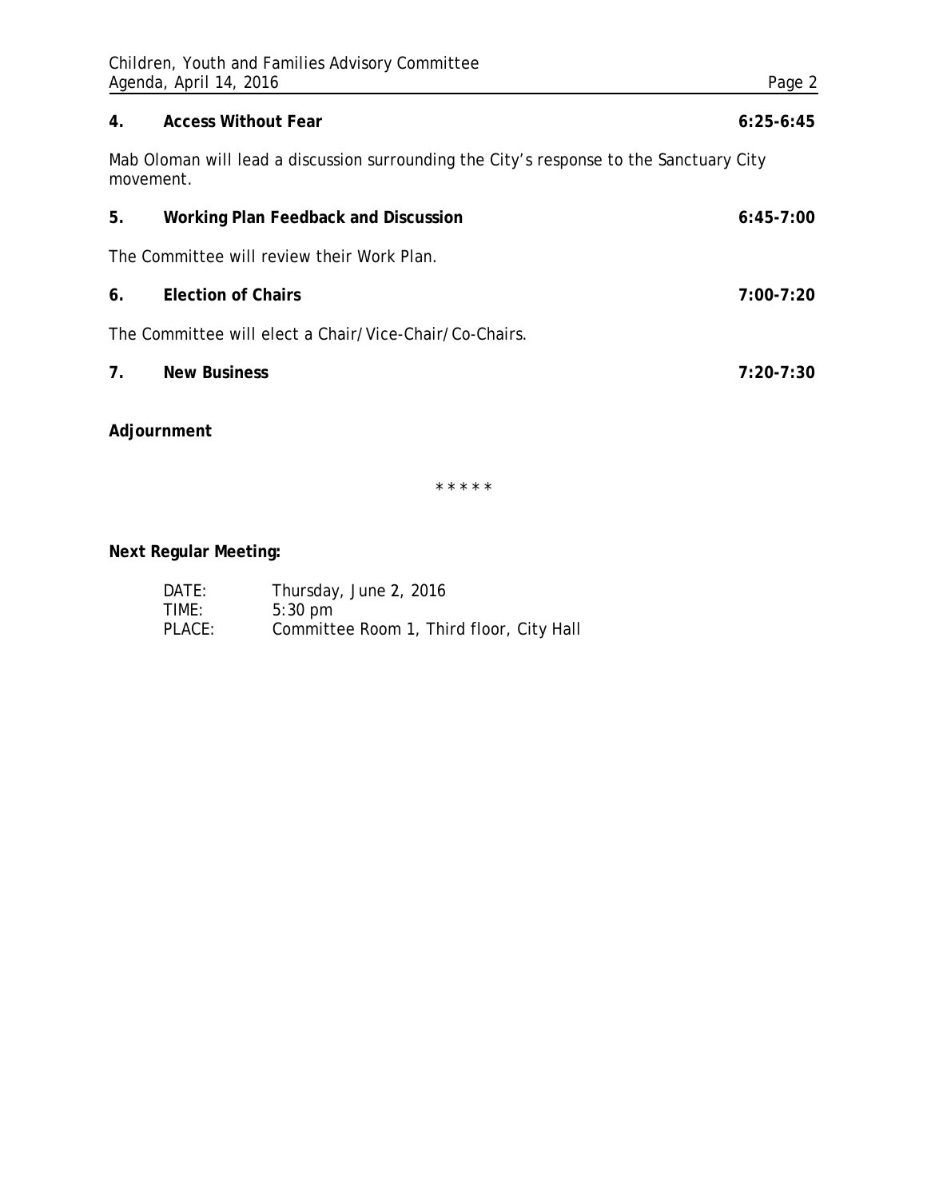**4. Access Without Fear** **6:25-6:45**

Mab Oloman will lead a discussion surrounding the City's response to the Sanctuary City movement.

**5. Working Plan Feedback and Discussion** **6:45-7:00**

The Committee will review their Work Plan.

**6. Election of Chairs** **7:00-7:20**

The Committee will elect a Chair/Vice-Chair/Co-Chairs.

**7. New Business** **7:20-7:30**

**Adjournment**

\* \* \* \* \*

**Next Regular Meeting:**

| | |
|---|---|
| DATE: | Thursday, June 2, 2016 |
| TIME: | 5:30 pm |
| PLACE: | Committee Room 1, Third floor, City Hall |